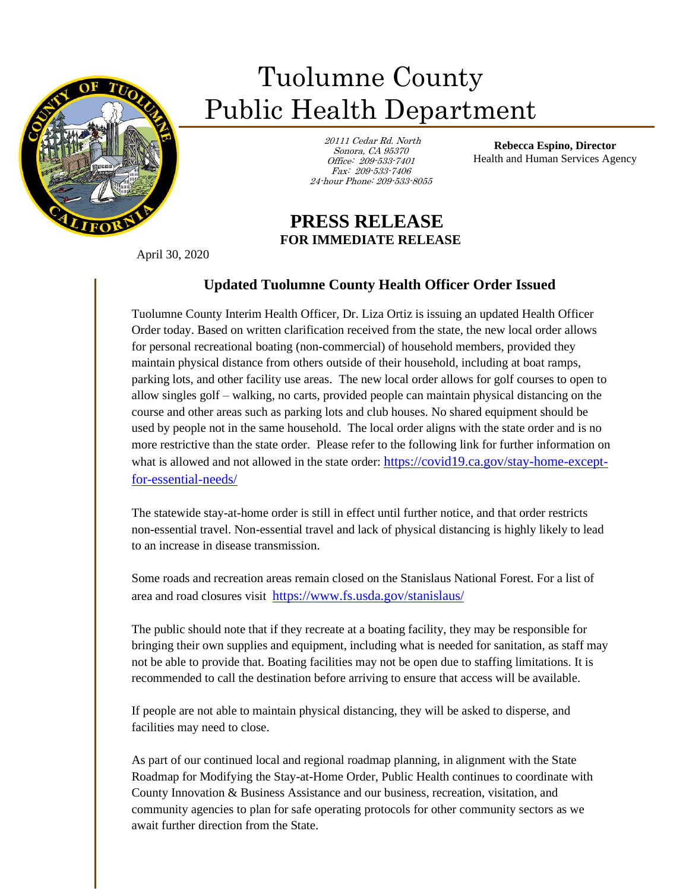# Tuolumne County Public Health Department

*20111 Cedar Rd. North*
*Sonora, CA 95370*
*Office: 209-533-7401*
*Fax: 209-533-7406*
*24-hour Phone: 209-533-8055*

**Rebecca Espino, Director**
Health and Human Services Agency

## PRESS RELEASE

**FOR IMMEDIATE RELEASE**

April 30, 2020

### Updated Tuolumne County Health Officer Order Issued

Tuolumne County Interim Health Officer, Dr. Liza Ortiz is issuing an updated Health Officer Order today. Based on written clarification received from the state, the new local order allows for personal recreational boating (non-commercial) of household members, provided they maintain physical distance from others outside of their household, including at boat ramps, parking lots, and other facility use areas. The new local order allows for golf courses to open to allow singles golf – walking, no carts, provided people can maintain physical distancing on the course and other areas such as parking lots and club houses. No shared equipment should be used by people not in the same household. The local order aligns with the state order and is no more restrictive than the state order. Please refer to the following link for further information on what is allowed and not allowed in the state order: https://covid19.ca.gov/stay-home-except-for-essential-needs/

The statewide stay-at-home order is still in effect until further notice, and that order restricts non-essential travel. Non-essential travel and lack of physical distancing is highly likely to lead to an increase in disease transmission.

Some roads and recreation areas remain closed on the Stanislaus National Forest. For a list of area and road closures visit https://www.fs.usda.gov/stanislaus/

The public should note that if they recreate at a boating facility, they may be responsible for bringing their own supplies and equipment, including what is needed for sanitation, as staff may not be able to provide that. Boating facilities may not be open due to staffing limitations. It is recommended to call the destination before arriving to ensure that access will be available.

If people are not able to maintain physical distancing, they will be asked to disperse, and facilities may need to close.

As part of our continued local and regional roadmap planning, in alignment with the State Roadmap for Modifying the Stay-at-Home Order, Public Health continues to coordinate with County Innovation & Business Assistance and our business, recreation, visitation, and community agencies to plan for safe operating protocols for other community sectors as we await further direction from the State.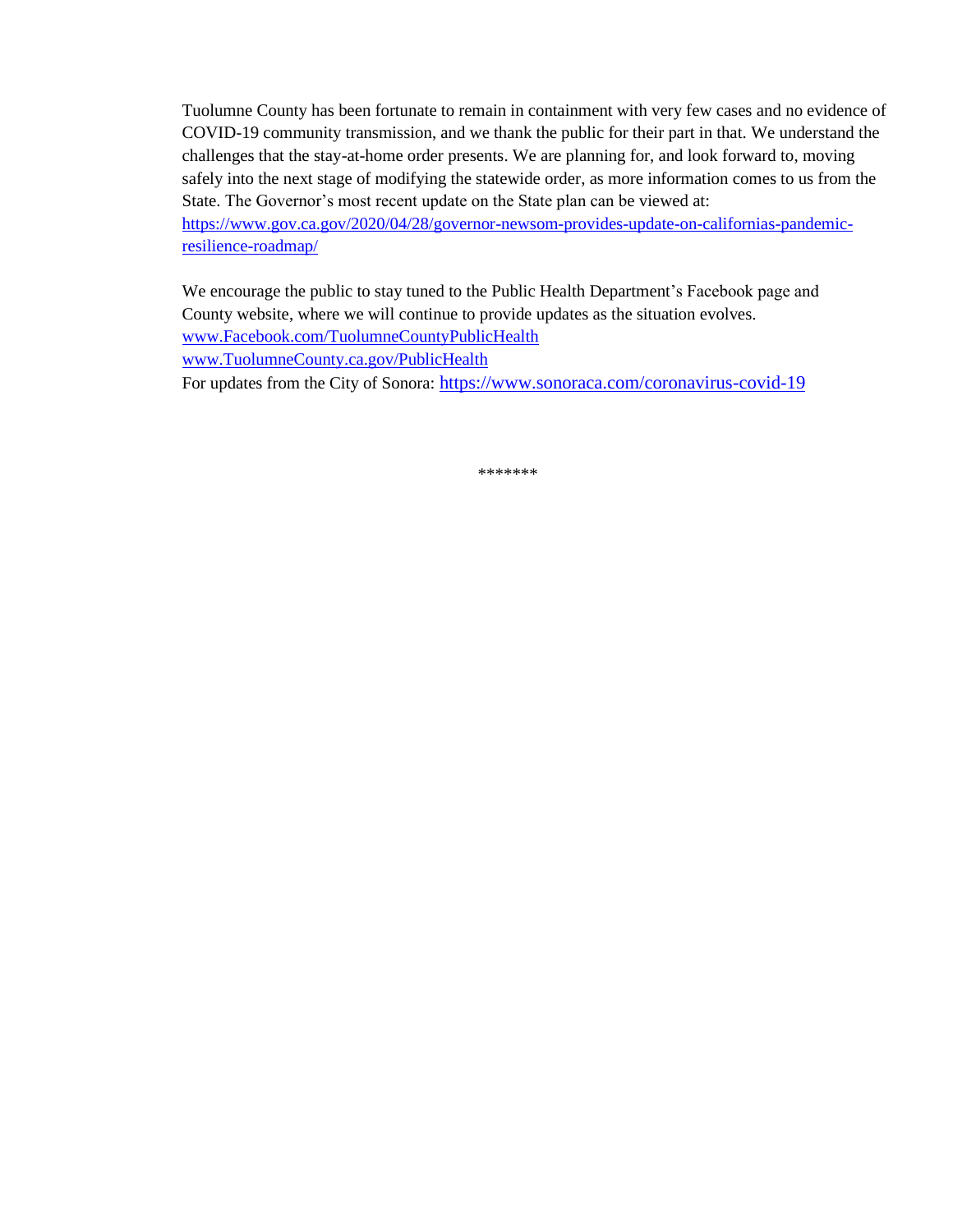Tuolumne County has been fortunate to remain in containment with very few cases and no evidence of COVID-19 community transmission, and we thank the public for their part in that. We understand the challenges that the stay-at-home order presents. We are planning for, and look forward to, moving safely into the next stage of modifying the statewide order, as more information comes to us from the State. The Governor's most recent update on the State plan can be viewed at: https://www.gov.ca.gov/2020/04/28/governor-newsom-provides-update-on-californias-pandemic-resilience-roadmap/

We encourage the public to stay tuned to the Public Health Department's Facebook page and County website, where we will continue to provide updates as the situation evolves.
www.Facebook.com/TuolumneCountyPublicHealth
www.TuolumneCounty.ca.gov/PublicHealth
For updates from the City of Sonora: https://www.sonoraca.com/coronavirus-covid-19

*******